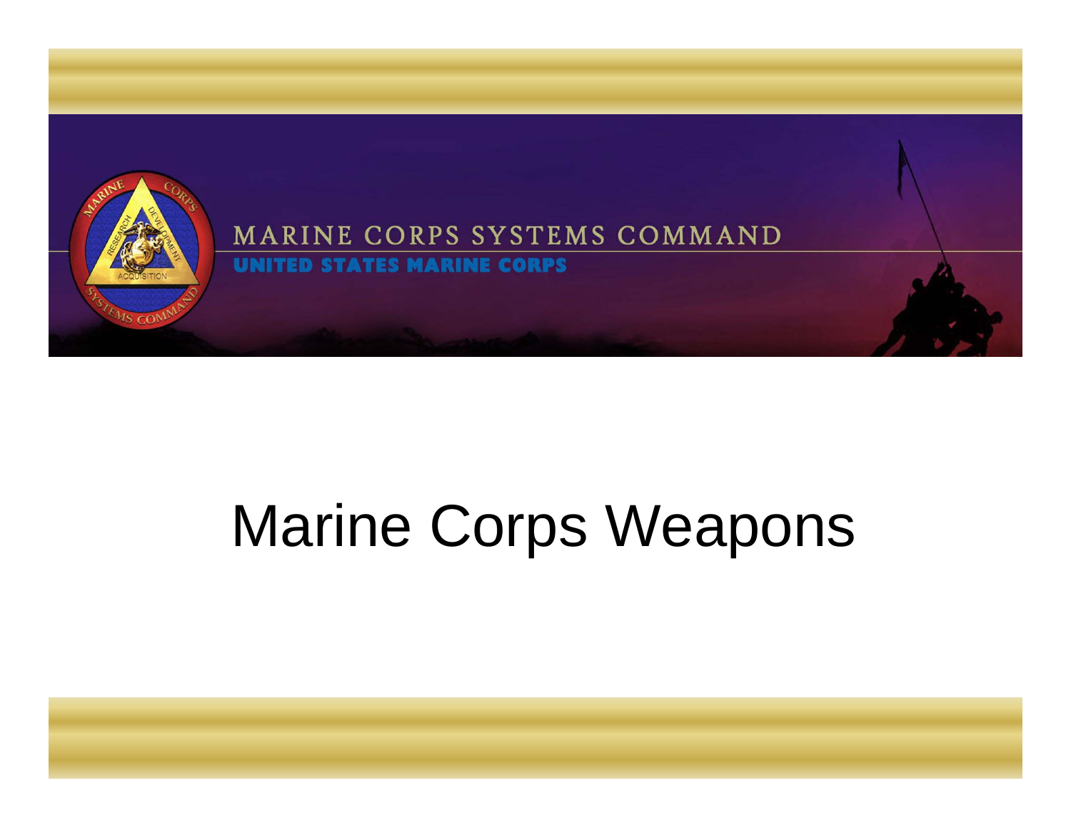MARINE CORPS SYSTEMS COMMAND

UNITED STATES MARINE CORPS

# Marine Corps Weapons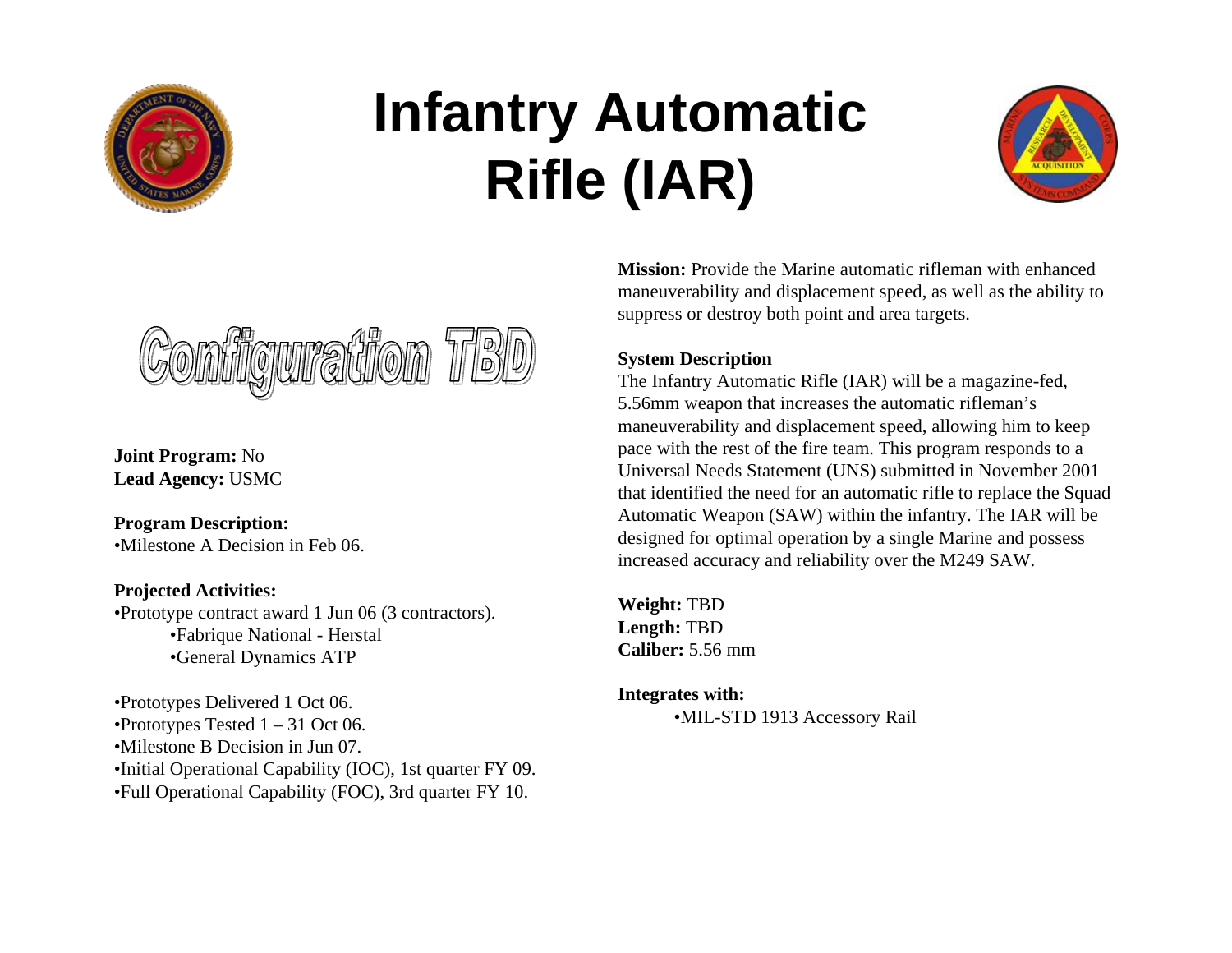# Infantry Automatic Rifle (IAR)

Configuration TBD

**Joint Program:** No
**Lead Agency:** USMC

**Program Description:**
•Milestone A Decision in Feb 06.

**Projected Activities:**
•Prototype contract award 1 Jun 06 (3 contractors).
  •Fabrique National - Herstal
  •General Dynamics ATP

•Prototypes Delivered 1 Oct 06.
•Prototypes Tested 1 – 31 Oct 06.
•Milestone B Decision in Jun 07.
•Initial Operational Capability (IOC), 1st quarter FY 09.
•Full Operational Capability (FOC), 3rd quarter FY 10.

**Mission:** Provide the Marine automatic rifleman with enhanced maneuverability and displacement speed, as well as the ability to suppress or destroy both point and area targets.

**System Description**
The Infantry Automatic Rifle (IAR) will be a magazine-fed, 5.56mm weapon that increases the automatic rifleman's maneuverability and displacement speed, allowing him to keep pace with the rest of the fire team. This program responds to a Universal Needs Statement (UNS) submitted in November 2001 that identified the need for an automatic rifle to replace the Squad Automatic Weapon (SAW) within the infantry. The IAR will be designed for optimal operation by a single Marine and possess increased accuracy and reliability over the M249 SAW.

**Weight:** TBD
**Length:** TBD
**Caliber:** 5.56 mm

**Integrates with:**
  •MIL-STD 1913 Accessory Rail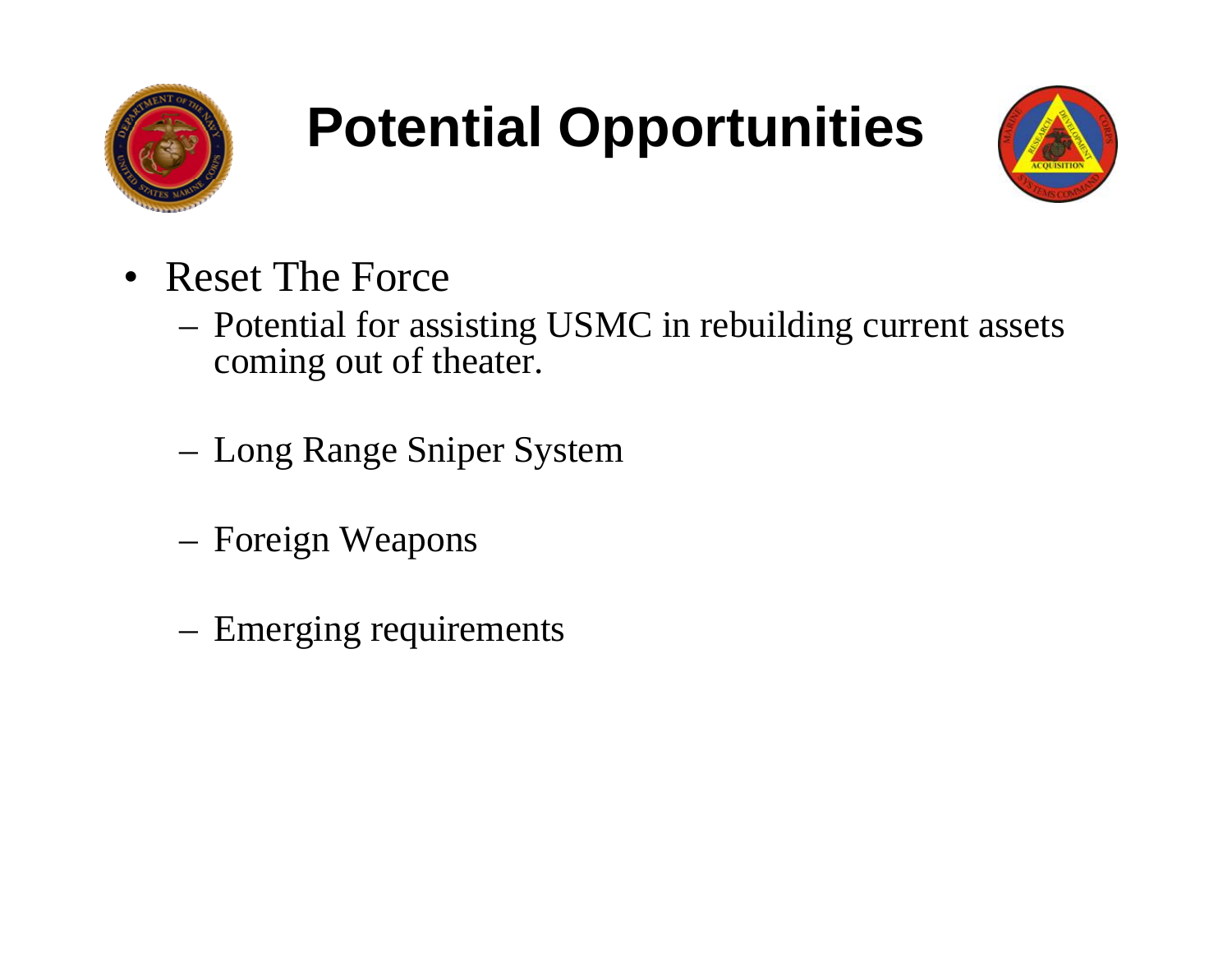# Potential Opportunities

- Reset The Force
  - Potential for assisting USMC in rebuilding current assets coming out of theater.
  - Long Range Sniper System
  - Foreign Weapons
  - Emerging requirements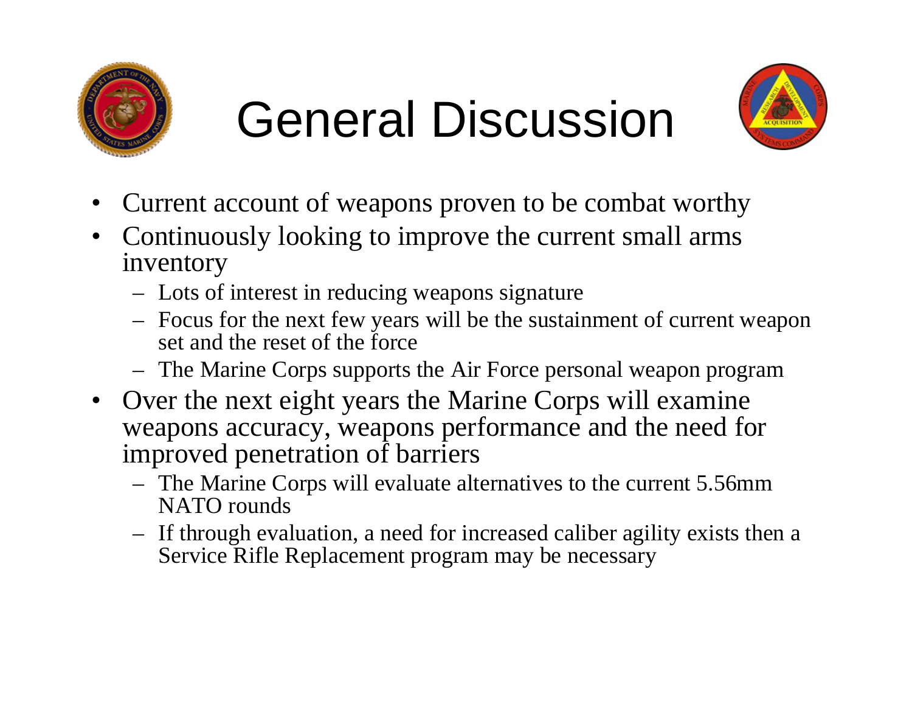# General Discussion

- Current account of weapons proven to be combat worthy
- Continuously looking to improve the current small arms inventory
  - Lots of interest in reducing weapons signature
  - Focus for the next few years will be the sustainment of current weapon set and the reset of the force
  - The Marine Corps supports the Air Force personal weapon program
- Over the next eight years the Marine Corps will examine weapons accuracy, weapons performance and the need for improved penetration of barriers
  - The Marine Corps will evaluate alternatives to the current 5.56mm NATO rounds
  - If through evaluation, a need for increased caliber agility exists then a Service Rifle Replacement program may be necessary